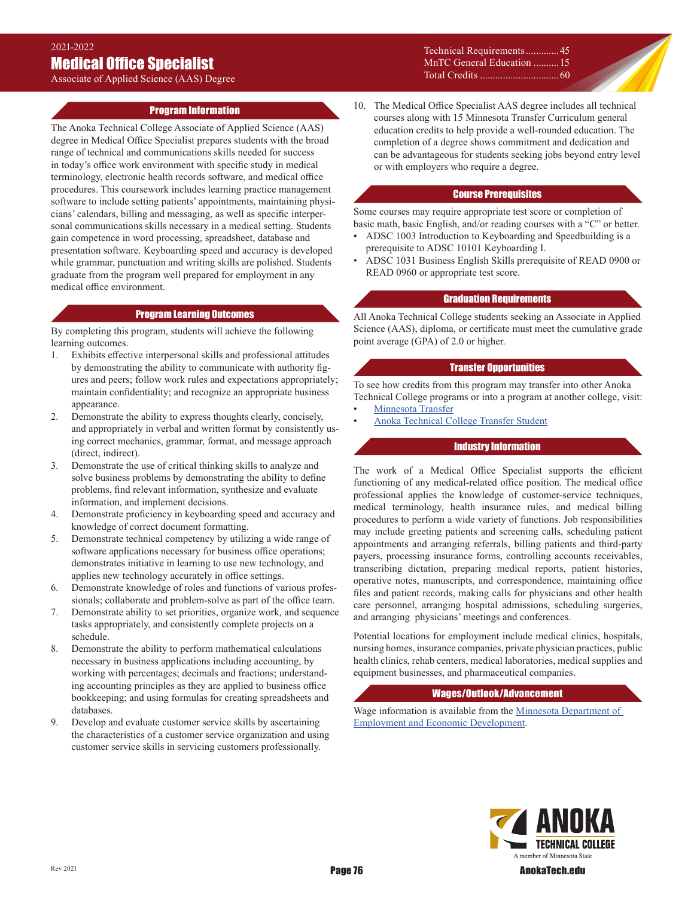2021-2022

# Medical Office Specialist

Associate of Applied Science (AAS) Degree

| | |
|---|---|
| Technical Requirements | 45 |
| MnTC General Education | 15 |
| Total Credits | 60 |

## Program Information

The Anoka Technical College Associate of Applied Science (AAS) degree in Medical Office Specialist prepares students with the broad range of technical and communications skills needed for success in today's office work environment with specific study in medical terminology, electronic health records software, and medical office procedures. This coursework includes learning practice management software to include setting patients' appointments, maintaining physicians' calendars, billing and messaging, as well as specific interpersonal communications skills necessary in a medical setting. Students gain competence in word processing, spreadsheet, database and presentation software. Keyboarding speed and accuracy is developed while grammar, punctuation and writing skills are polished. Students graduate from the program well prepared for employment in any medical office environment.

## Program Learning Outcomes

By completing this program, students will achieve the following learning outcomes.

1. Exhibits effective interpersonal skills and professional attitudes by demonstrating the ability to communicate with authority figures and peers; follow work rules and expectations appropriately; maintain confidentiality; and recognize an appropriate business appearance.
2. Demonstrate the ability to express thoughts clearly, concisely, and appropriately in verbal and written format by consistently using correct mechanics, grammar, format, and message approach (direct, indirect).
3. Demonstrate the use of critical thinking skills to analyze and solve business problems by demonstrating the ability to define problems, find relevant information, synthesize and evaluate information, and implement decisions.
4. Demonstrate proficiency in keyboarding speed and accuracy and knowledge of correct document formatting.
5. Demonstrate technical competency by utilizing a wide range of software applications necessary for business office operations; demonstrates initiative in learning to use new technology, and applies new technology accurately in office settings.
6. Demonstrate knowledge of roles and functions of various professionals; collaborate and problem-solve as part of the office team.
7. Demonstrate ability to set priorities, organize work, and sequence tasks appropriately, and consistently complete projects on a schedule.
8. Demonstrate the ability to perform mathematical calculations necessary in business applications including accounting, by working with percentages; decimals and fractions; understanding accounting principles as they are applied to business office bookkeeping; and using formulas for creating spreadsheets and databases.
9. Develop and evaluate customer service skills by ascertaining the characteristics of a customer service organization and using customer service skills in servicing customers professionally.
10. The Medical Office Specialist AAS degree includes all technical courses along with 15 Minnesota Transfer Curriculum general education credits to help provide a well-rounded education. The completion of a degree shows commitment and dedication and can be advantageous for students seeking jobs beyond entry level or with employers who require a degree.

## Course Prerequisites

Some courses may require appropriate test score or completion of basic math, basic English, and/or reading courses with a "C" or better.

- ADSC 1003 Introduction to Keyboarding and Speedbuilding is a prerequisite to ADSC 10101 Keyboarding I.
- ADSC 1031 Business English Skills prerequisite of READ 0900 or READ 0960 or appropriate test score.

## Graduation Requirements

All Anoka Technical College students seeking an Associate in Applied Science (AAS), diploma, or certificate must meet the cumulative grade point average (GPA) of 2.0 or higher.

## Transfer Opportunities

To see how credits from this program may transfer into other Anoka Technical College programs or into a program at another college, visit:

- Minnesota Transfer
- Anoka Technical College Transfer Student

## Industry Information

The work of a Medical Office Specialist supports the efficient functioning of any medical-related office position. The medical office professional applies the knowledge of customer-service techniques, medical terminology, health insurance rules, and medical billing procedures to perform a wide variety of functions. Job responsibilities may include greeting patients and screening calls, scheduling patient appointments and arranging referrals, billing patients and third-party payers, processing insurance forms, controlling accounts receivables, transcribing dictation, preparing medical reports, patient histories, operative notes, manuscripts, and correspondence, maintaining office files and patient records, making calls for physicians and other health care personnel, arranging hospital admissions, scheduling surgeries, and arranging physicians' meetings and conferences.

Potential locations for employment include medical clinics, hospitals, nursing homes, insurance companies, private physician practices, public health clinics, rehab centers, medical laboratories, medical supplies and equipment businesses, and pharmaceutical companies.

## Wages/Outlook/Advancement

Wage information is available from the Minnesota Department of Employment and Economic Development.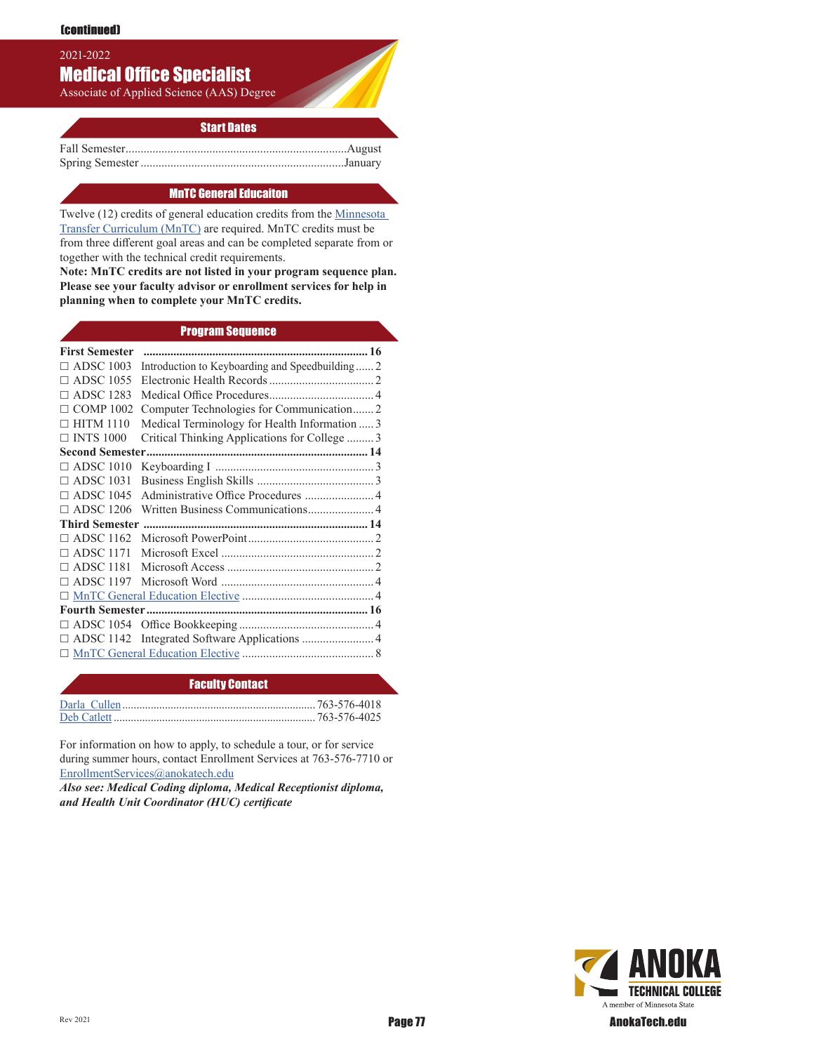(continued)

2021-2022

# Medical Office Specialist

Associate of Applied Science (AAS) Degree

## Start Dates

Fall Semester.......................................................................August
Spring Semester ..................................................................January

## MnTC General Educaiton

Twelve (12) credits of general education credits from the Minnesota Transfer Curriculum (MnTC) are required. MnTC credits must be from three different goal areas and can be completed separate from or together with the technical credit requirements.

**Note: MnTC credits are not listed in your program sequence plan. Please see your faculty advisor or enrollment services for help in planning when to complete your MnTC credits.**

## Program Sequence

**First Semester ........................................................................ 16**

- ☐ ADSC 1003 Introduction to Keyboarding and Speedbuilding ...... 2
- ☐ ADSC 1055 Electronic Health Records ..................................... 2
- ☐ ADSC 1283 Medical Office Procedures..................................... 4
- ☐ COMP 1002 Computer Technologies for Communication....... 2
- ☐ HITM 1110 Medical Terminology for Health Information ..... 3
- ☐ INTS 1000 Critical Thinking Applications for College ......... 3

**Second Semester........................................................................ 14**

- ☐ ADSC 1010 Keyboarding I ....................................................... 3
- ☐ ADSC 1031 Business English Skills ........................................ 3
- ☐ ADSC 1045 Administrative Office Procedures ........................ 4
- ☐ ADSC 1206 Written Business Communications...................... 4

**Third Semester ........................................................................ 14**

- ☐ ADSC 1162 Microsoft PowerPoint............................................ 2
- ☐ ADSC 1171 Microsoft Excel .................................................... 2
- ☐ ADSC 1181 Microsoft Access .................................................. 2
- ☐ ADSC 1197 Microsoft Word .................................................... 4
- ☐ MnTC General Education Elective ............................................ 4

**Fourth Semester........................................................................ 16**

- ☐ ADSC 1054 Office Bookkeeping .............................................. 4
- ☐ ADSC 1142 Integrated Software Applications ......................... 4
- ☐ MnTC General Education Elective ............................................ 8

## Faculty Contact

Darla Cullen ..................................................................763-576-4018
Deb Catlett ....................................................................763-576-4025

For information on how to apply, to schedule a tour, or for service during summer hours, contact Enrollment Services at 763-576-7710 or EnrollmentServices@anokatech.edu

***Also see: Medical Coding diploma, Medical Receptionist diploma, and Health Unit Coordinator (HUC) certificate***

Rev 2021

ANOKA TECHNICAL COLLEGE
A member of Minnesota State
AnokaTech.edu